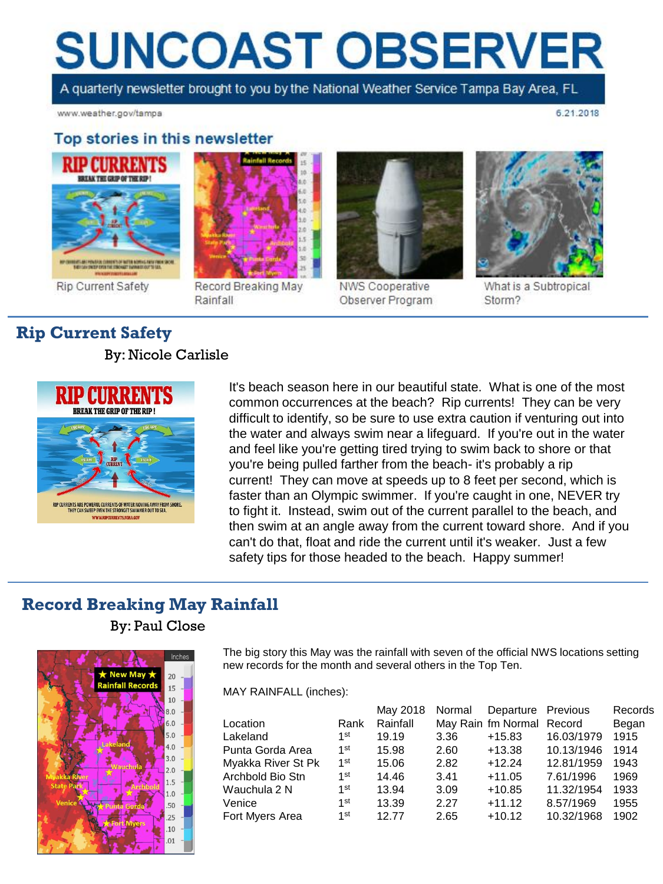# SUNCOAST OBSERVER

A quarterly newsletter brought to you by the National Weather Service Tampa Bay Area, FL

www.weather.gov/tampa

6.21.2018

## Top stories in this newsletter

- Rip Current Safety
- Record Breaking May Rainfall
- NWS Cooperative Observer Program
- What is a Subtropical Storm?

## Rip Current Safety

By: Nicole Carlisle

It's beach season here in our beautiful state. What is one of the most common occurrences at the beach? Rip currents! They can be very difficult to identify, so be sure to use extra caution if venturing out into the water and always swim near a lifeguard. If you're out in the water and feel like you're getting tired trying to swim back to shore or that you're being pulled farther from the beach- it's probably a rip current! They can move at speeds up to 8 feet per second, which is faster than an Olympic swimmer. If you're caught in one, NEVER try to fight it. Instead, swim out of the current parallel to the beach, and then swim at an angle away from the current toward shore. And if you can't do that, float and ride the current until it's weaker. Just a few safety tips for those headed to the beach. Happy summer!

## Record Breaking May Rainfall

By: Paul Close

The big story this May was the rainfall with seven of the official NWS locations setting new records for the month and several others in the Top Ten.

MAY RAINFALL (inches):

| Location | Rank | May 2018 Rainfall | Normal May Rain | Departure fm Normal | Previous Record | Records Began |
|---|---|---|---|---|---|---|
| Lakeland | 1st | 19.19 | 3.36 | +15.83 | 16.03/1979 | 1915 |
| Punta Gorda Area | 1st | 15.98 | 2.60 | +13.38 | 10.13/1946 | 1914 |
| Myakka River St Pk | 1st | 15.06 | 2.82 | +12.24 | 12.81/1959 | 1943 |
| Archbold Bio Stn | 1st | 14.46 | 3.41 | +11.05 | 7.61/1996 | 1969 |
| Wauchula 2 N | 1st | 13.94 | 3.09 | +10.85 | 11.32/1954 | 1933 |
| Venice | 1st | 13.39 | 2.27 | +11.12 | 8.57/1969 | 1955 |
| Fort Myers Area | 1st | 12.77 | 2.65 | +10.12 | 10.32/1968 | 1902 |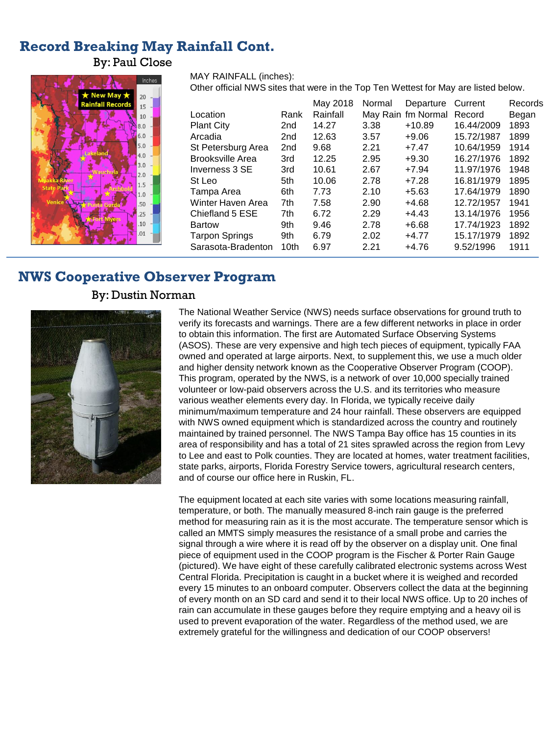## Record Breaking May Rainfall Cont.

By: Paul Close

MAY RAINFALL (inches):
Other official NWS sites that were in the Top Ten Wettest for May are listed below.

| Location | Rank | May 2018 Rainfall | Normal May Rain | Departure fm Normal | Current Record | Records Began |
|---|---|---|---|---|---|---|
| Plant City | 2nd | 14.27 | 3.38 | +10.89 | 16.44/2009 | 1893 |
| Arcadia | 2nd | 12.63 | 3.57 | +9.06 | 15.72/1987 | 1899 |
| St Petersburg Area | 2nd | 9.68 | 2.21 | +7.47 | 10.64/1959 | 1914 |
| Brooksville Area | 3rd | 12.25 | 2.95 | +9.30 | 16.27/1976 | 1892 |
| Inverness 3 SE | 3rd | 10.61 | 2.67 | +7.94 | 11.97/1976 | 1948 |
| St Leo | 5th | 10.06 | 2.78 | +7.28 | 16.81/1979 | 1895 |
| Tampa Area | 6th | 7.73 | 2.10 | +5.63 | 17.64/1979 | 1890 |
| Winter Haven Area | 7th | 7.58 | 2.90 | +4.68 | 12.72/1957 | 1941 |
| Chiefland 5 ESE | 7th | 6.72 | 2.29 | +4.43 | 13.14/1976 | 1956 |
| Bartow | 9th | 9.46 | 2.78 | +6.68 | 17.74/1923 | 1892 |
| Tarpon Springs | 9th | 6.79 | 2.02 | +4.77 | 15.17/1979 | 1892 |
| Sarasota-Bradenton | 10th | 6.97 | 2.21 | +4.76 | 9.52/1996 | 1911 |

## NWS Cooperative Observer Program

By: Dustin Norman

The National Weather Service (NWS) needs surface observations for ground truth to verify its forecasts and warnings. There are a few different networks in place in order to obtain this information. The first are Automated Surface Observing Systems (ASOS). These are very expensive and high tech pieces of equipment, typically FAA owned and operated at large airports. Next, to supplement this, we use a much older and higher density network known as the Cooperative Observer Program (COOP). This program, operated by the NWS, is a network of over 10,000 specially trained volunteer or low-paid observers across the U.S. and its territories who measure various weather elements every day. In Florida, we typically receive daily minimum/maximum temperature and 24 hour rainfall. These observers are equipped with NWS owned equipment which is standardized across the country and routinely maintained by trained personnel. The NWS Tampa Bay office has 15 counties in its area of responsibility and has a total of 21 sites sprawled across the region from Levy to Lee and east to Polk counties. They are located at homes, water treatment facilities, state parks, airports, Florida Forestry Service towers, agricultural research centers, and of course our office here in Ruskin, FL.

The equipment located at each site varies with some locations measuring rainfall, temperature, or both. The manually measured 8-inch rain gauge is the preferred method for measuring rain as it is the most accurate. The temperature sensor which is called an MMTS simply measures the resistance of a small probe and carries the signal through a wire where it is read off by the observer on a display unit. One final piece of equipment used in the COOP program is the Fischer & Porter Rain Gauge (pictured). We have eight of these carefully calibrated electronic systems across West Central Florida. Precipitation is caught in a bucket where it is weighed and recorded every 15 minutes to an onboard computer. Observers collect the data at the beginning of every month on an SD card and send it to their local NWS office. Up to 20 inches of rain can accumulate in these gauges before they require emptying and a heavy oil is used to prevent evaporation of the water. Regardless of the method used, we are extremely grateful for the willingness and dedication of our COOP observers!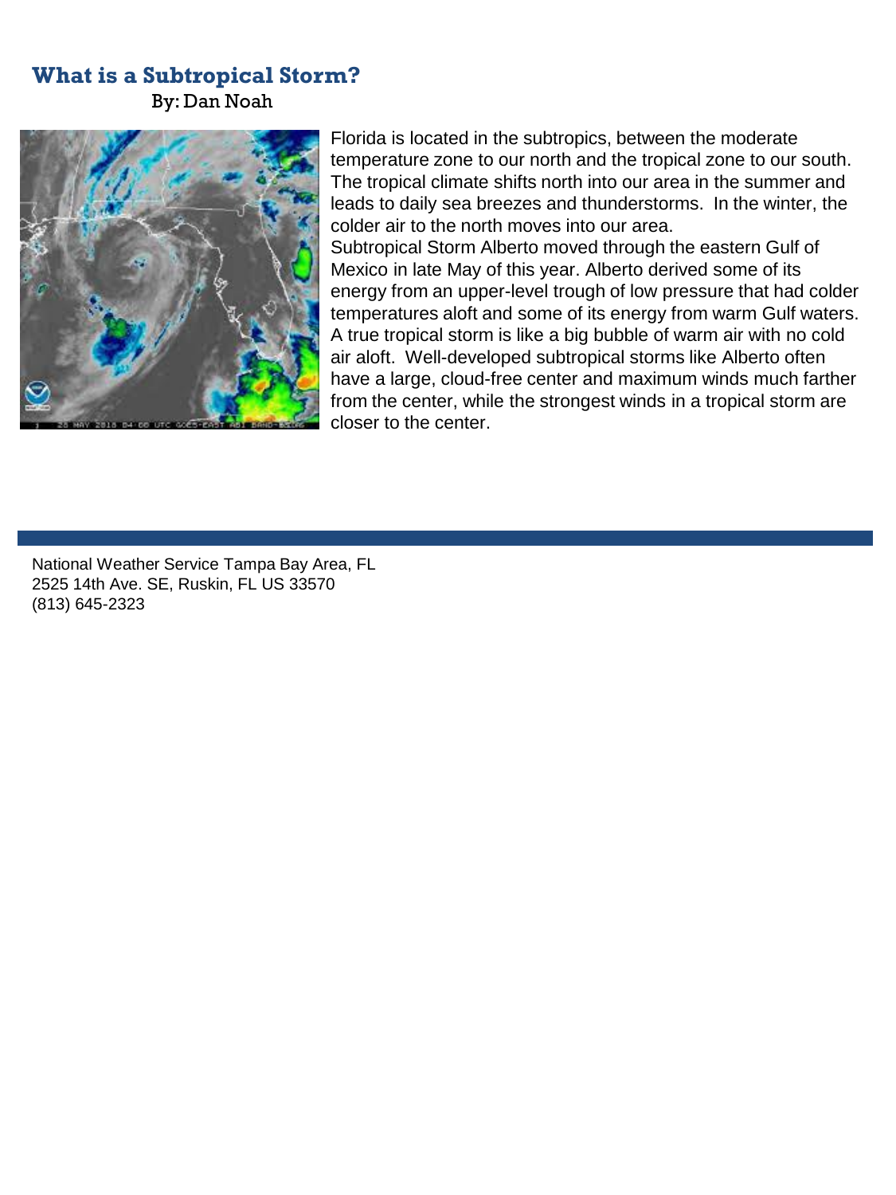## What is a Subtropical Storm?

By: Dan Noah

Florida is located in the subtropics, between the moderate temperature zone to our north and the tropical zone to our south. The tropical climate shifts north into our area in the summer and leads to daily sea breezes and thunderstorms. In the winter, the colder air to the north moves into our area.

Subtropical Storm Alberto moved through the eastern Gulf of Mexico in late May of this year. Alberto derived some of its energy from an upper-level trough of low pressure that had colder temperatures aloft and some of its energy from warm Gulf waters. A true tropical storm is like a big bubble of warm air with no cold air aloft. Well-developed subtropical storms like Alberto often have a large, cloud-free center and maximum winds much farther from the center, while the strongest winds in a tropical storm are closer to the center.

---

National Weather Service Tampa Bay Area, FL
2525 14th Ave. SE, Ruskin, FL US 33570
(813) 645-2323